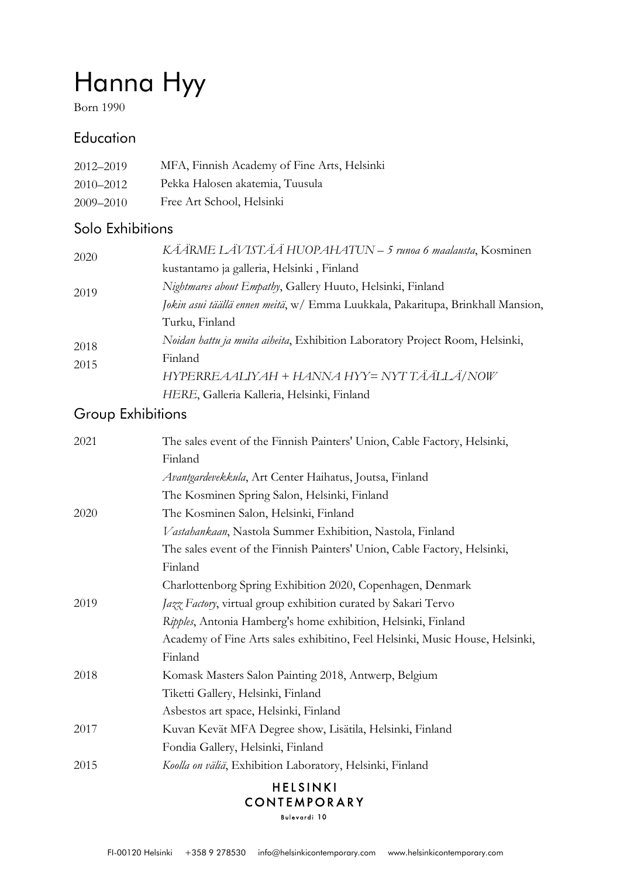# Hanna Hyy

Born 1990

## Education

2012–2019 MFA, Finnish Academy of Fine Arts, Helsinki

2010–2012 Pekka Halosen akatemia, Tuusula

2009–2010 Free Art School, Helsinki

## Solo Exhibitions

2020 *KÄÄRME LÄVISTÄÄ HUOPAHATUN – 5 runoa 6 maalausta*, Kosminen kustantamo ja galleria, Helsinki , Finland

2019 *Nightmares about Empathy*, Gallery Huuto, Helsinki, Finland

*Jokin asui täällä ennen meitä*, w/ Emma Luukkala, Pakaritupa, Brinkhall Mansion, Turku, Finland

2018 *Noidan hattu ja muita aiheita*, Exhibition Laboratory Project Room, Helsinki, Finland

2015 *HYPERREAALIYAH + HANNA HYY= NYT TÄÄLLÄ/NOW HERE*, Galleria Kalleria, Helsinki, Finland

## Group Exhibitions

2021 The sales event of the Finnish Painters' Union, Cable Factory, Helsinki, Finland

*Avantgardevekkula*, Art Center Haihatus, Joutsa, Finland

The Kosminen Spring Salon, Helsinki, Finland

2020 The Kosminen Salon, Helsinki, Finland

*Vastahankaan*, Nastola Summer Exhibition, Nastola, Finland

The sales event of the Finnish Painters' Union, Cable Factory, Helsinki, Finland

Charlottenborg Spring Exhibition 2020, Copenhagen, Denmark

2019 *Jazz Factory*, virtual group exhibition curated by Sakari Tervo

*Ripples*, Antonia Hamberg's home exhibition, Helsinki, Finland

Academy of Fine Arts sales exhibitino, Feel Helsinki, Music House, Helsinki, Finland

2018 Komask Masters Salon Painting 2018, Antwerp, Belgium

Tiketti Gallery, Helsinki, Finland

Asbestos art space, Helsinki, Finland

2017 Kuvan Kevät MFA Degree show, Lisätila, Helsinki, Finland

Fondia Gallery, Helsinki, Finland

2015 *Koolla on väliä*, Exhibition Laboratory, Helsinki, Finland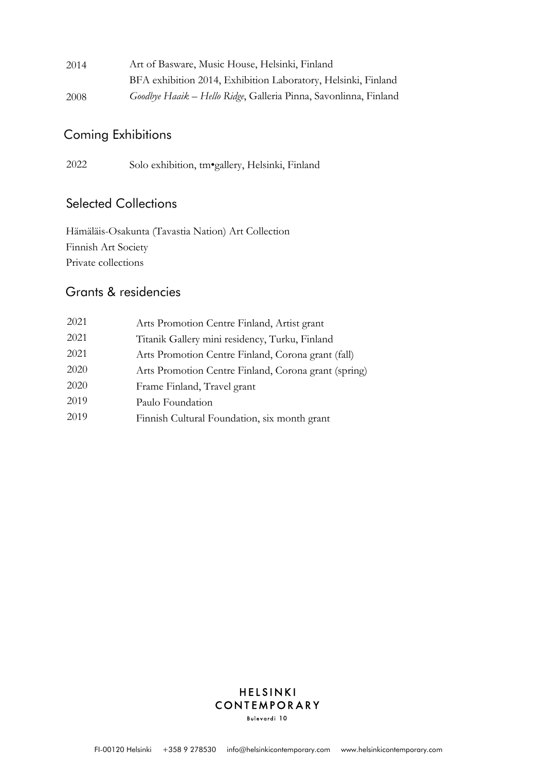2014 Art of Basware, Music House, Helsinki, Finland
BFA exhibition 2014, Exhibition Laboratory, Helsinki, Finland
2008 *Goodbye Haaik – Hello Ridge*, Galleria Pinna, Savonlinna, Finland

## Coming Exhibitions

2022 Solo exhibition, tm•gallery, Helsinki, Finland

## Selected Collections

Hämäläis-Osakunta (Tavastia Nation) Art Collection
Finnish Art Society
Private collections

## Grants & residencies

2021 Arts Promotion Centre Finland, Artist grant
2021 Titanik Gallery mini residency, Turku, Finland
2021 Arts Promotion Centre Finland, Corona grant (fall)
2020 Arts Promotion Centre Finland, Corona grant (spring)
2020 Frame Finland, Travel grant
2019 Paulo Foundation
2019 Finnish Cultural Foundation, six month grant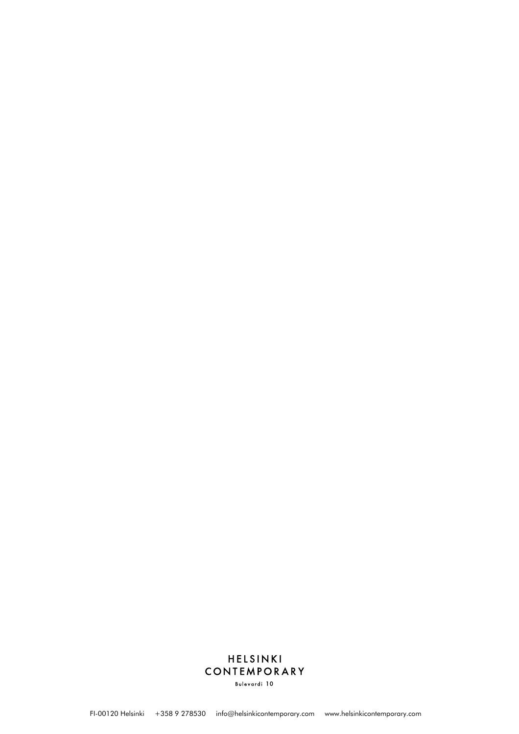HELSINKI
CONTEMPORARY
Bulevardi 10

FI-00120 Helsinki +358 9 278530 info@helsinkicontemporary.com www.helsinkicontemporary.com